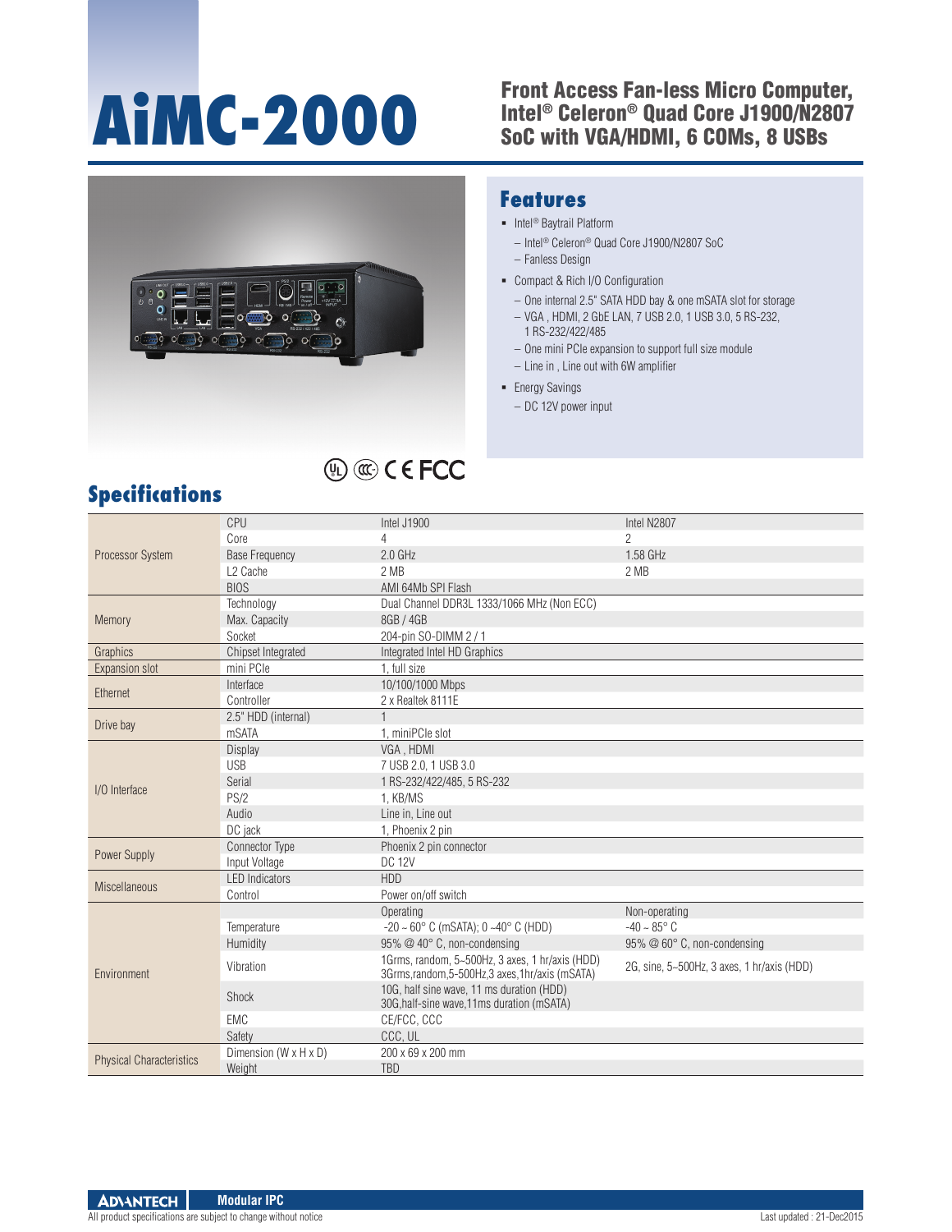# AiMC-2000

## Front Access Fan-less Micro Computer, Intel® Celeron® Quad Core J1900/N2807 SoC with VGA/HDMI, 6 COMs, 8 USBs

## Features

- Intel® Baytrail Platform
  - Intel® Celeron® Quad Core J1900/N2807 SoC
  - Fanless Design
- Compact & Rich I/O Configuration
  - One internal 2.5" SATA HDD bay & one mSATA slot for storage
  - VGA , HDMI, 2 GbE LAN, 7 USB 2.0, 1 USB 3.0, 5 RS-232, 1 RS-232/422/485
  - One mini PCIe expansion to support full size module
  - Line in , Line out with 6W amplifier
- Energy Savings
  - DC 12V power input

## Specifications

| | | | |
|---|---|---|---|
| Processor System | CPU | Intel J1900 | Intel N2807 |
| | Core | 4 | 2 |
| | Base Frequency | 2.0 GHz | 1.58 GHz |
| | L2 Cache | 2 MB | 2 MB |
| | BIOS | AMI 64Mb SPI Flash | |
| Memory | Technology | Dual Channel DDR3L 1333/1066 MHz (Non ECC) | |
| | Max. Capacity | 8GB / 4GB | |
| | Socket | 204-pin SO-DIMM 2 / 1 | |
| Graphics | Chipset Integrated | Integrated Intel HD Graphics | |
| Expansion slot | mini PCIe | 1, full size | |
| Ethernet | Interface | 10/100/1000 Mbps | |
| | Controller | 2 x Realtek 8111E | |
| Drive bay | 2.5" HDD (internal) | 1 | |
| | mSATA | 1, miniPCIe slot | |
| I/O Interface | Display | VGA , HDMI | |
| | USB | 7 USB 2.0, 1 USB 3.0 | |
| | Serial | 1 RS-232/422/485, 5 RS-232 | |
| | PS/2 | 1, KB/MS | |
| | Audio | Line in, Line out | |
| | DC jack | 1, Phoenix 2 pin | |
| Power Supply | Connector Type | Phoenix 2 pin connector | |
| | Input Voltage | DC 12V | |
| Miscellaneous | LED Indicators | HDD | |
| | Control | Power on/off switch | |
| Environment | | Operating | Non-operating |
| | Temperature | -20 ~ 60° C (mSATA); 0 ~40° C (HDD) | -40 ~ 85° C |
| | Humidity | 95% @ 40° C, non-condensing | 95% @ 60° C, non-condensing |
| | Vibration | 1Grms, random, 5~500Hz, 3 axes, 1 hr/axis (HDD) 3Grms,random,5-500Hz,3 axes,1hr/axis (mSATA) | 2G, sine, 5~500Hz, 3 axes, 1 hr/axis (HDD) |
| | Shock | 10G, half sine wave, 11 ms duration (HDD) 30G,half-sine wave,11ms duration (mSATA) | |
| | EMC | CE/FCC, CCC | |
| | Safety | CCC, UL | |
| Physical Characteristics | Dimension (W x H x D) | 200 x 69 x 200 mm | |
| | Weight | TBD | |

All product specifications are subject to change without notice

Last updated : 21-Dec2015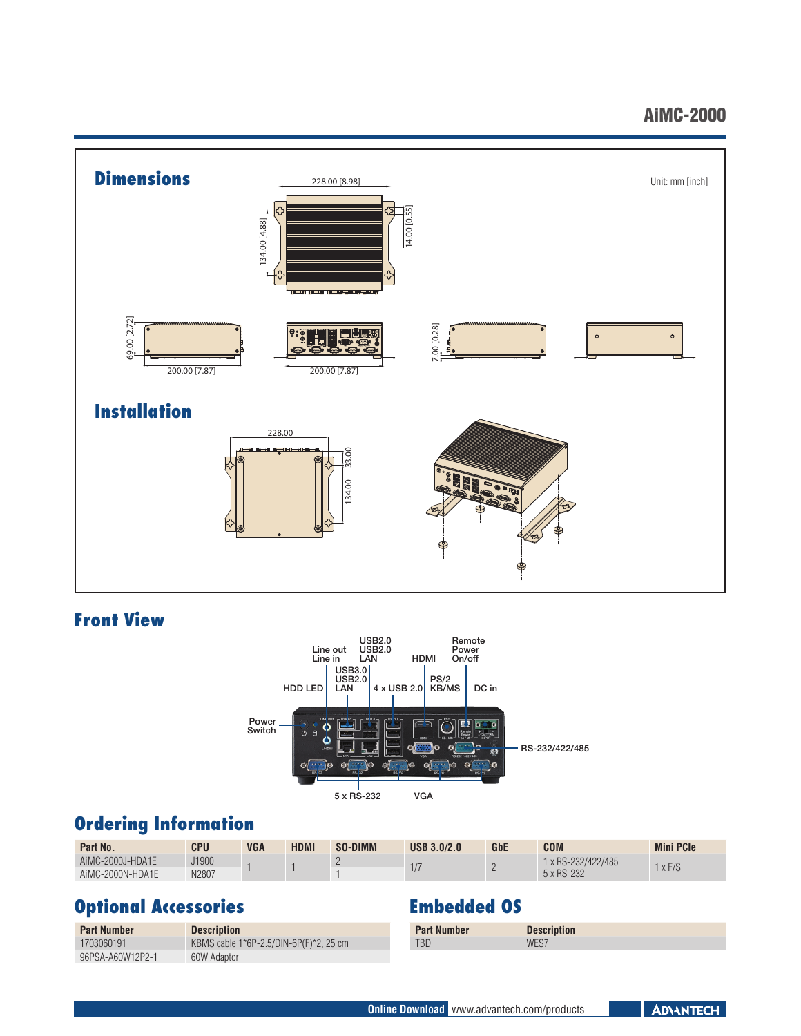## Dimensions

Unit: mm [inch]

228.00 [8.98]

134.00 [4.88]

14.00 [0.55]

69.00 [2.72]

200.00 [7.87]

200.00 [7.87]

7.00 [0.28]

## Installation

228.00

33.00

134.00

## Front View

Line out
Line in

USB2.0
USB2.0
LAN

HDMI

Remote
Power
On/off

HDD LED

USB3.0
USB2.0
LAN

4 x USB 2.0

PS/2
KB/MS

DC in

Power
Switch

RS-232/422/485

5 x RS-232

VGA

## Ordering Information

| Part No. | CPU | VGA | HDMI | SO-DIMM | USB 3.0/2.0 | GbE | COM | Mini PCIe |
|---|---|---|---|---|---|---|---|---|
| AiMC-2000J-HDA1E | J1900 | 1 | 1 | 2 | 1/7 | 2 | 1 x RS-232/422/485<br>5 x RS-232 | 1 x F/S |
| AiMC-2000N-HDA1E | N2807 | | | 1 | | | | |

## Optional Accessories

| Part Number | Description |
|---|---|
| 1703060191 | KBMS cable 1*6P-2.5/DIN-6P(F)*2, 25 cm |
| 96PSA-A60W12P2-1 | 60W Adaptor |

## Embedded OS

| Part Number | Description |
|---|---|
| TBD | WES7 |